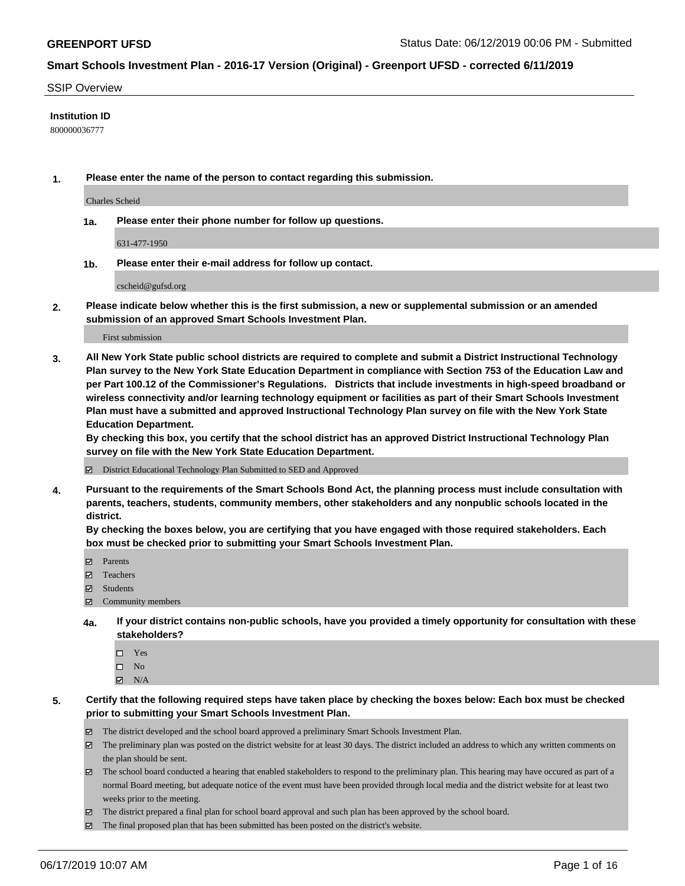## SSIP Overview

**Institution ID**

800000036777

**1. Please enter the name of the person to contact regarding this submission.**

Charles Scheid

**1a. Please enter their phone number for follow up questions.**

631-477-1950

**1b. Please enter their e-mail address for follow up contact.**

cscheid@gufsd.org

**2. Please indicate below whether this is the first submission, a new or supplemental submission or an amended submission of an approved Smart Schools Investment Plan.**

First submission

**3. All New York State public school districts are required to complete and submit a District Instructional Technology Plan survey to the New York State Education Department in compliance with Section 753 of the Education Law and per Part 100.12 of the Commissioner's Regulations. Districts that include investments in high-speed broadband or wireless connectivity and/or learning technology equipment or facilities as part of their Smart Schools Investment Plan must have a submitted and approved Instructional Technology Plan survey on file with the New York State Education Department.**
**By checking this box, you certify that the school district has an approved District Instructional Technology Plan survey on file with the New York State Education Department.**

- [x] District Educational Technology Plan Submitted to SED and Approved

**4. Pursuant to the requirements of the Smart Schools Bond Act, the planning process must include consultation with parents, teachers, students, community members, other stakeholders and any nonpublic schools located in the district.**
**By checking the boxes below, you are certifying that you have engaged with those required stakeholders. Each box must be checked prior to submitting your Smart Schools Investment Plan.**

- [x] Parents
- [x] Teachers
- [x] Students
- [x] Community members

**4a. If your district contains non-public schools, have you provided a timely opportunity for consultation with these stakeholders?**

- [ ] Yes
- [ ] No
- [x] N/A

**5. Certify that the following required steps have taken place by checking the boxes below: Each box must be checked prior to submitting your Smart Schools Investment Plan.**

- [x] The district developed and the school board approved a preliminary Smart Schools Investment Plan.
- [x] The preliminary plan was posted on the district website for at least 30 days. The district included an address to which any written comments on the plan should be sent.
- [x] The school board conducted a hearing that enabled stakeholders to respond to the preliminary plan. This hearing may have occured as part of a normal Board meeting, but adequate notice of the event must have been provided through local media and the district website for at least two weeks prior to the meeting.
- [x] The district prepared a final plan for school board approval and such plan has been approved by the school board.
- [x] The final proposed plan that has been submitted has been posted on the district's website.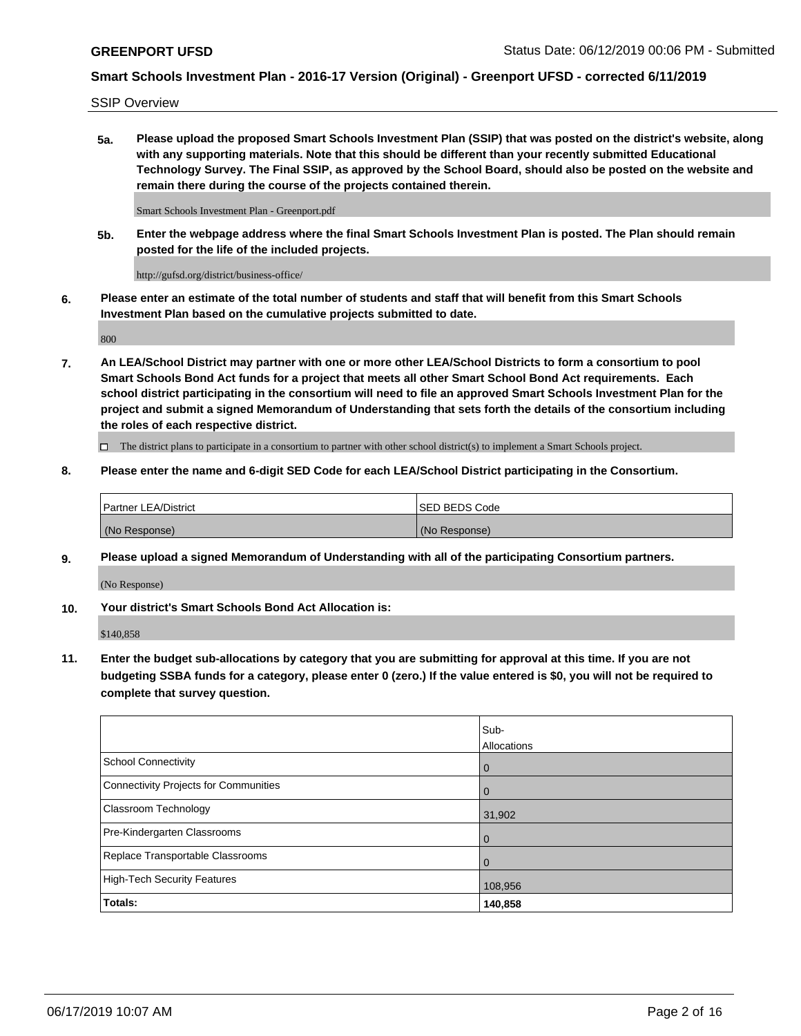SSIP Overview

**5a. Please upload the proposed Smart Schools Investment Plan (SSIP) that was posted on the district's website, along with any supporting materials. Note that this should be different than your recently submitted Educational Technology Survey. The Final SSIP, as approved by the School Board, should also be posted on the website and remain there during the course of the projects contained therein.**

Smart Schools Investment Plan - Greenport.pdf

**5b. Enter the webpage address where the final Smart Schools Investment Plan is posted. The Plan should remain posted for the life of the included projects.**

http://gufsd.org/district/business-office/

**6. Please enter an estimate of the total number of students and staff that will benefit from this Smart Schools Investment Plan based on the cumulative projects submitted to date.**

800

**7. An LEA/School District may partner with one or more other LEA/School Districts to form a consortium to pool Smart Schools Bond Act funds for a project that meets all other Smart School Bond Act requirements. Each school district participating in the consortium will need to file an approved Smart Schools Investment Plan for the project and submit a signed Memorandum of Understanding that sets forth the details of the consortium including the roles of each respective district.**

☐ The district plans to participate in a consortium to partner with other school district(s) to implement a Smart Schools project.

**8. Please enter the name and 6-digit SED Code for each LEA/School District participating in the Consortium.**

| Partner LEA/District | SED BEDS Code |
|---|---|
| (No Response) | (No Response) |

**9. Please upload a signed Memorandum of Understanding with all of the participating Consortium partners.**

(No Response)

**10. Your district's Smart Schools Bond Act Allocation is:**

$140,858

**11. Enter the budget sub-allocations by category that you are submitting for approval at this time. If you are not budgeting SSBA funds for a category, please enter 0 (zero.) If the value entered is $0, you will not be required to complete that survey question.**

| | Sub-Allocations |
|---|---|
| School Connectivity | 0 |
| Connectivity Projects for Communities | 0 |
| Classroom Technology | 31,902 |
| Pre-Kindergarten Classrooms | 0 |
| Replace Transportable Classrooms | 0 |
| High-Tech Security Features | 108,956 |
| **Totals:** | **140,858** |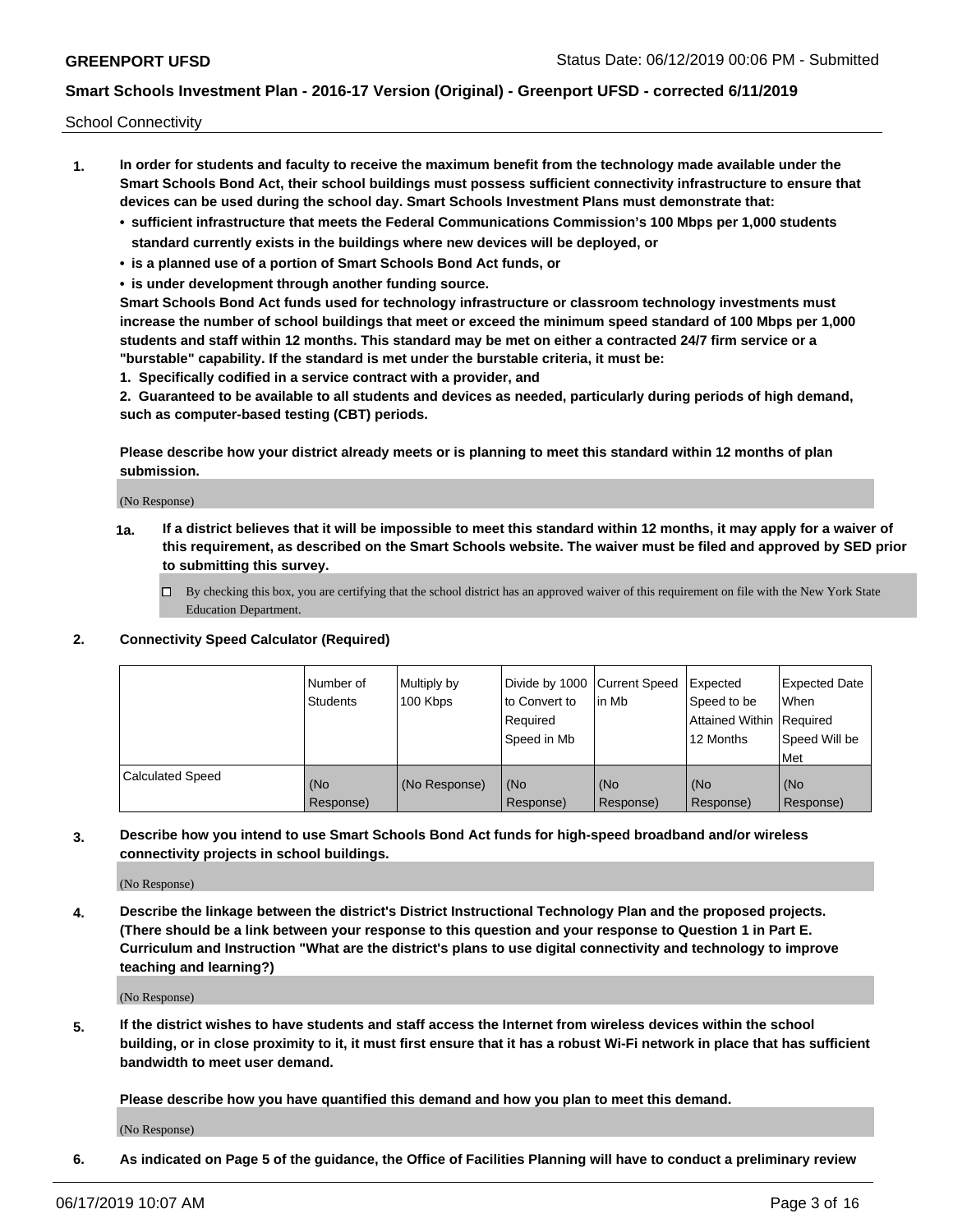School Connectivity

1. **In order for students and faculty to receive the maximum benefit from the technology made available under the Smart Schools Bond Act, their school buildings must possess sufficient connectivity infrastructure to ensure that devices can be used during the school day. Smart Schools Investment Plans must demonstrate that:**
   - **sufficient infrastructure that meets the Federal Communications Commission's 100 Mbps per 1,000 students standard currently exists in the buildings where new devices will be deployed, or**
   - **is a planned use of a portion of Smart Schools Bond Act funds, or**
   - **is under development through another funding source.**

   **Smart Schools Bond Act funds used for technology infrastructure or classroom technology investments must increase the number of school buildings that meet or exceed the minimum speed standard of 100 Mbps per 1,000 students and staff within 12 months. This standard may be met on either a contracted 24/7 firm service or a "burstable" capability. If the standard is met under the burstable criteria, it must be:**

   **1. Specifically codified in a service contract with a provider, and**

   **2. Guaranteed to be available to all students and devices as needed, particularly during periods of high demand, such as computer-based testing (CBT) periods.**

   **Please describe how your district already meets or is planning to meet this standard within 12 months of plan submission.**

   (No Response)

   **1a. If a district believes that it will be impossible to meet this standard within 12 months, it may apply for a waiver of this requirement, as described on the Smart Schools website. The waiver must be filed and approved by SED prior to submitting this survey.**

   ☐ By checking this box, you are certifying that the school district has an approved waiver of this requirement on file with the New York State Education Department.

2. **Connectivity Speed Calculator (Required)**

| | Number of Students | Multiply by 100 Kbps | Divide by 1000 to Convert to Required Speed in Mb | Current Speed in Mb | Expected Speed to be Attained Within 12 Months | Expected Date When Required Speed Will be Met |
|---|---|---|---|---|---|---|
| Calculated Speed | (No Response) | (No Response) | (No Response) | (No Response) | (No Response) | (No Response) |

3. **Describe how you intend to use Smart Schools Bond Act funds for high-speed broadband and/or wireless connectivity projects in school buildings.**

   (No Response)

4. **Describe the linkage between the district's District Instructional Technology Plan and the proposed projects. (There should be a link between your response to this question and your response to Question 1 in Part E. Curriculum and Instruction "What are the district's plans to use digital connectivity and technology to improve teaching and learning?)**

   (No Response)

5. **If the district wishes to have students and staff access the Internet from wireless devices within the school building, or in close proximity to it, it must first ensure that it has a robust Wi-Fi network in place that has sufficient bandwidth to meet user demand.**

   **Please describe how you have quantified this demand and how you plan to meet this demand.**

   (No Response)

6. **As indicated on Page 5 of the guidance, the Office of Facilities Planning will have to conduct a preliminary review**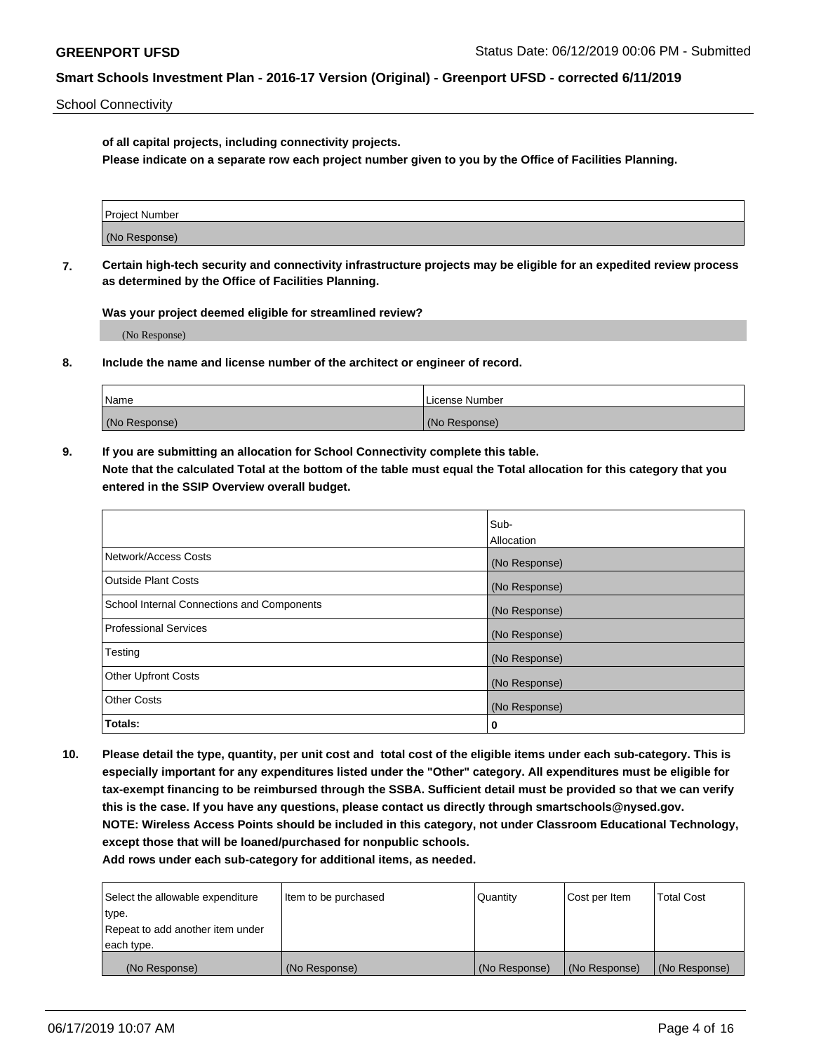School Connectivity

**of all capital projects, including connectivity projects.**
**Please indicate on a separate row each project number given to you by the Office of Facilities Planning.**

| Project Number |
|---|
| (No Response) |

**7. Certain high-tech security and connectivity infrastructure projects may be eligible for an expedited review process as determined by the Office of Facilities Planning.**

**Was your project deemed eligible for streamlined review?**

(No Response)

**8. Include the name and license number of the architect or engineer of record.**

| Name | License Number |
|---|---|
| (No Response) | (No Response) |

**9. If you are submitting an allocation for School Connectivity complete this table.**
**Note that the calculated Total at the bottom of the table must equal the Total allocation for this category that you entered in the SSIP Overview overall budget.**

| | Sub-Allocation |
|---|---|
| Network/Access Costs | (No Response) |
| Outside Plant Costs | (No Response) |
| School Internal Connections and Components | (No Response) |
| Professional Services | (No Response) |
| Testing | (No Response) |
| Other Upfront Costs | (No Response) |
| Other Costs | (No Response) |
| **Totals:** | **0** |

**10. Please detail the type, quantity, per unit cost and total cost of the eligible items under each sub-category. This is especially important for any expenditures listed under the "Other" category. All expenditures must be eligible for tax-exempt financing to be reimbursed through the SSBA. Sufficient detail must be provided so that we can verify this is the case. If you have any questions, please contact us directly through smartschools@nysed.gov.**
**NOTE: Wireless Access Points should be included in this category, not under Classroom Educational Technology, except those that will be loaned/purchased for nonpublic schools.**
**Add rows under each sub-category for additional items, as needed.**

| Select the allowable expenditure type. Repeat to add another item under each type. | Item to be purchased | Quantity | Cost per Item | Total Cost |
|---|---|---|---|---|
| (No Response) | (No Response) | (No Response) | (No Response) | (No Response) |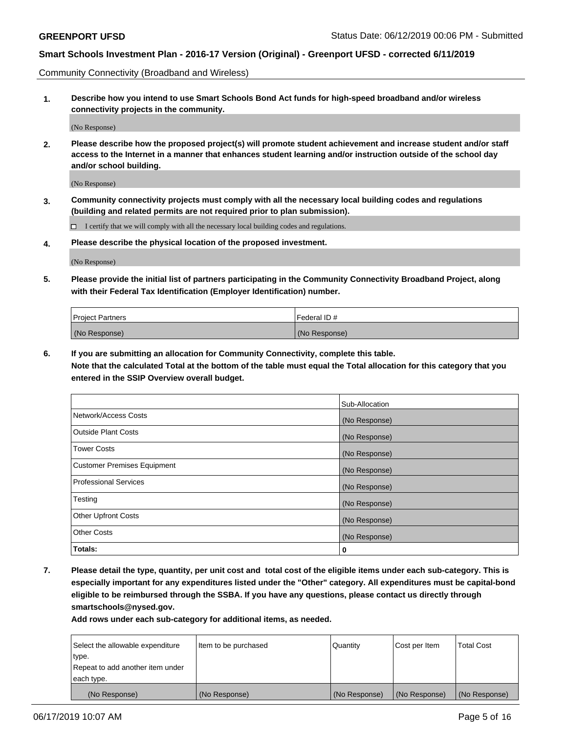Community Connectivity (Broadband and Wireless)

**1. Describe how you intend to use Smart Schools Bond Act funds for high-speed broadband and/or wireless connectivity projects in the community.**

(No Response)

**2. Please describe how the proposed project(s) will promote student achievement and increase student and/or staff access to the Internet in a manner that enhances student learning and/or instruction outside of the school day and/or school building.**

(No Response)

**3. Community connectivity projects must comply with all the necessary local building codes and regulations (building and related permits are not required prior to plan submission).**

☐ I certify that we will comply with all the necessary local building codes and regulations.

**4. Please describe the physical location of the proposed investment.**

(No Response)

**5. Please provide the initial list of partners participating in the Community Connectivity Broadband Project, along with their Federal Tax Identification (Employer Identification) number.**

| Project Partners | Federal ID # |
|---|---|
| (No Response) | (No Response) |

**6. If you are submitting an allocation for Community Connectivity, complete this table.**
**Note that the calculated Total at the bottom of the table must equal the Total allocation for this category that you entered in the SSIP Overview overall budget.**

| | Sub-Allocation |
|---|---|
| Network/Access Costs | (No Response) |
| Outside Plant Costs | (No Response) |
| Tower Costs | (No Response) |
| Customer Premises Equipment | (No Response) |
| Professional Services | (No Response) |
| Testing | (No Response) |
| Other Upfront Costs | (No Response) |
| Other Costs | (No Response) |
| **Totals:** | **0** |

**7. Please detail the type, quantity, per unit cost and total cost of the eligible items under each sub-category. This is especially important for any expenditures listed under the "Other" category. All expenditures must be capital-bond eligible to be reimbursed through the SSBA. If you have any questions, please contact us directly through smartschools@nysed.gov.**

**Add rows under each sub-category for additional items, as needed.**

| Select the allowable expenditure type. Repeat to add another item under each type. | Item to be purchased | Quantity | Cost per Item | Total Cost |
|---|---|---|---|---|
| (No Response) | (No Response) | (No Response) | (No Response) | (No Response) |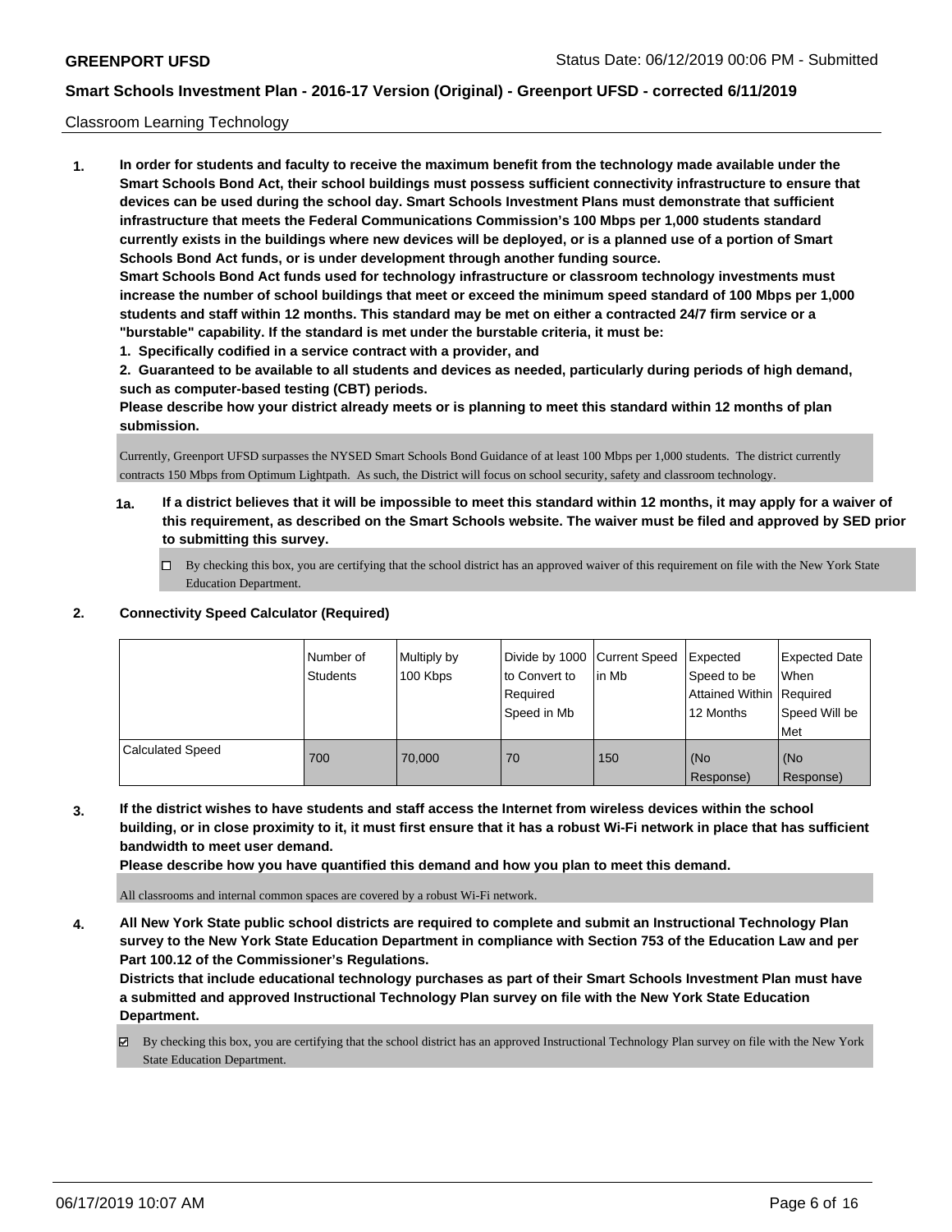Classroom Learning Technology

1. **In order for students and faculty to receive the maximum benefit from the technology made available under the Smart Schools Bond Act, their school buildings must possess sufficient connectivity infrastructure to ensure that devices can be used during the school day. Smart Schools Investment Plans must demonstrate that sufficient infrastructure that meets the Federal Communications Commission's 100 Mbps per 1,000 students standard currently exists in the buildings where new devices will be deployed, or is a planned use of a portion of Smart Schools Bond Act funds, or is under development through another funding source.**

   **Smart Schools Bond Act funds used for technology infrastructure or classroom technology investments must increase the number of school buildings that meet or exceed the minimum speed standard of 100 Mbps per 1,000 students and staff within 12 months. This standard may be met on either a contracted 24/7 firm service or a "burstable" capability. If the standard is met under the burstable criteria, it must be:**

   **1. Specifically codified in a service contract with a provider, and**

   **2. Guaranteed to be available to all students and devices as needed, particularly during periods of high demand, such as computer-based testing (CBT) periods.**

   **Please describe how your district already meets or is planning to meet this standard within 12 months of plan submission.**

   Currently, Greenport UFSD surpasses the NYSED Smart Schools Bond Guidance of at least 100 Mbps per 1,000 students. The district currently contracts 150 Mbps from Optimum Lightpath. As such, the District will focus on school security, safety and classroom technology.

   **1a. If a district believes that it will be impossible to meet this standard within 12 months, it may apply for a waiver of this requirement, as described on the Smart Schools website. The waiver must be filed and approved by SED prior to submitting this survey.**

   ☐ By checking this box, you are certifying that the school district has an approved waiver of this requirement on file with the New York State Education Department.

2. **Connectivity Speed Calculator (Required)**

| | Number of Students | Multiply by 100 Kbps | Divide by 1000 to Convert to Required Speed in Mb | Current Speed in Mb | Expected Speed to be Attained Within 12 Months | Expected Date When Required Speed Will be Met |
|---|---|---|---|---|---|---|
| Calculated Speed | 700 | 70,000 | 70 | 150 | (No Response) | (No Response) |

3. **If the district wishes to have students and staff access the Internet from wireless devices within the school building, or in close proximity to it, it must first ensure that it has a robust Wi-Fi network in place that has sufficient bandwidth to meet user demand.**

   **Please describe how you have quantified this demand and how you plan to meet this demand.**

   All classrooms and internal common spaces are covered by a robust Wi-Fi network.

4. **All New York State public school districts are required to complete and submit an Instructional Technology Plan survey to the New York State Education Department in compliance with Section 753 of the Education Law and per Part 100.12 of the Commissioner's Regulations.**

   **Districts that include educational technology purchases as part of their Smart Schools Investment Plan must have a submitted and approved Instructional Technology Plan survey on file with the New York State Education Department.**

   ☑ By checking this box, you are certifying that the school district has an approved Instructional Technology Plan survey on file with the New York State Education Department.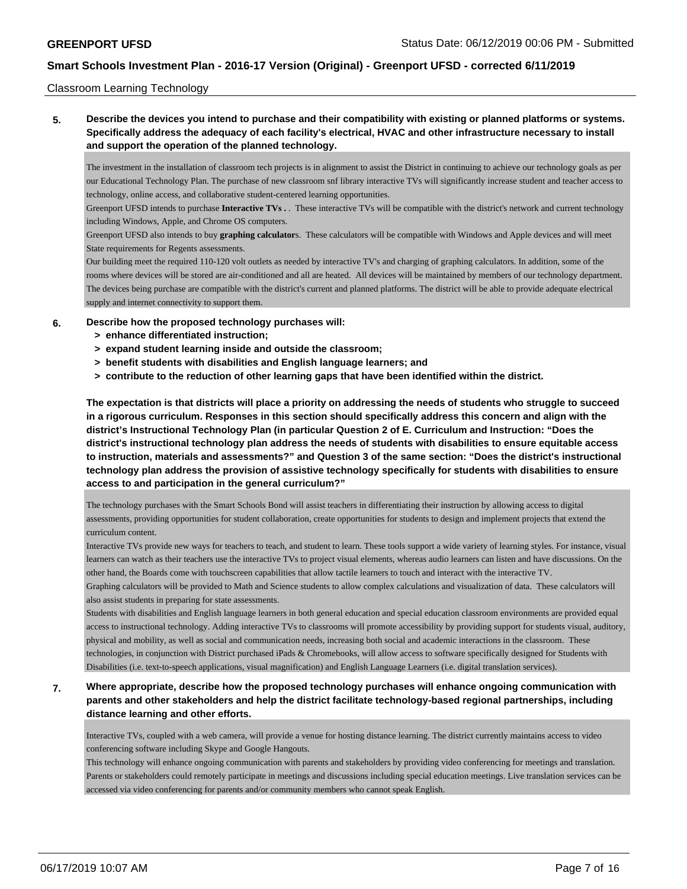Classroom Learning Technology

**5. Describe the devices you intend to purchase and their compatibility with existing or planned platforms or systems. Specifically address the adequacy of each facility's electrical, HVAC and other infrastructure necessary to install and support the operation of the planned technology.**

The investment in the installation of classroom tech projects is in alignment to assist the District in continuing to achieve our technology goals as per our Educational Technology Plan. The purchase of new classroom snf library interactive TVs will significantly increase student and teacher access to technology, online access, and collaborative student-centered learning opportunities.

Greenport UFSD intends to purchase **Interactive TVs . .** These interactive TVs will be compatible with the district's network and current technology including Windows, Apple, and Chrome OS computers.

Greenport UFSD also intends to buy **graphing calculator**s. These calculators will be compatible with Windows and Apple devices and will meet State requirements for Regents assessments.

Our building meet the required 110-120 volt outlets as needed by interactive TV's and charging of graphing calculators. In addition, some of the rooms where devices will be stored are air-conditioned and all are heated. All devices will be maintained by members of our technology department. The devices being purchase are compatible with the district's current and planned platforms. The district will be able to provide adequate electrical supply and internet connectivity to support them.

**6. Describe how the proposed technology purchases will:**
- **> enhance differentiated instruction;**
- **> expand student learning inside and outside the classroom;**
- **> benefit students with disabilities and English language learners; and**
- **> contribute to the reduction of other learning gaps that have been identified within the district.**

**The expectation is that districts will place a priority on addressing the needs of students who struggle to succeed in a rigorous curriculum. Responses in this section should specifically address this concern and align with the district's Instructional Technology Plan (in particular Question 2 of E. Curriculum and Instruction: "Does the district's instructional technology plan address the needs of students with disabilities to ensure equitable access to instruction, materials and assessments?" and Question 3 of the same section: "Does the district's instructional technology plan address the provision of assistive technology specifically for students with disabilities to ensure access to and participation in the general curriculum?"**

The technology purchases with the Smart Schools Bond will assist teachers in differentiating their instruction by allowing access to digital assessments, providing opportunities for student collaboration, create opportunities for students to design and implement projects that extend the curriculum content.

Interactive TVs provide new ways for teachers to teach, and student to learn. These tools support a wide variety of learning styles. For instance, visual learners can watch as their teachers use the interactive TVs to project visual elements, whereas audio learners can listen and have discussions. On the other hand, the Boards come with touchscreen capabilities that allow tactile learners to touch and interact with the interactive TV.

Graphing calculators will be provided to Math and Science students to allow complex calculations and visualization of data. These calculators will also assist students in preparing for state assessments.

Students with disabilities and English language learners in both general education and special education classroom environments are provided equal access to instructional technology. Adding interactive TVs to classrooms will promote accessibility by providing support for students visual, auditory, physical and mobility, as well as social and communication needs, increasing both social and academic interactions in the classroom. These technologies, in conjunction with District purchased iPads & Chromebooks, will allow access to software specifically designed for Students with Disabilities (i.e. text-to-speech applications, visual magnification) and English Language Learners (i.e. digital translation services).

**7. Where appropriate, describe how the proposed technology purchases will enhance ongoing communication with parents and other stakeholders and help the district facilitate technology-based regional partnerships, including distance learning and other efforts.**

Interactive TVs, coupled with a web camera, will provide a venue for hosting distance learning. The district currently maintains access to video conferencing software including Skype and Google Hangouts.

This technology will enhance ongoing communication with parents and stakeholders by providing video conferencing for meetings and translation. Parents or stakeholders could remotely participate in meetings and discussions including special education meetings. Live translation services can be accessed via video conferencing for parents and/or community members who cannot speak English.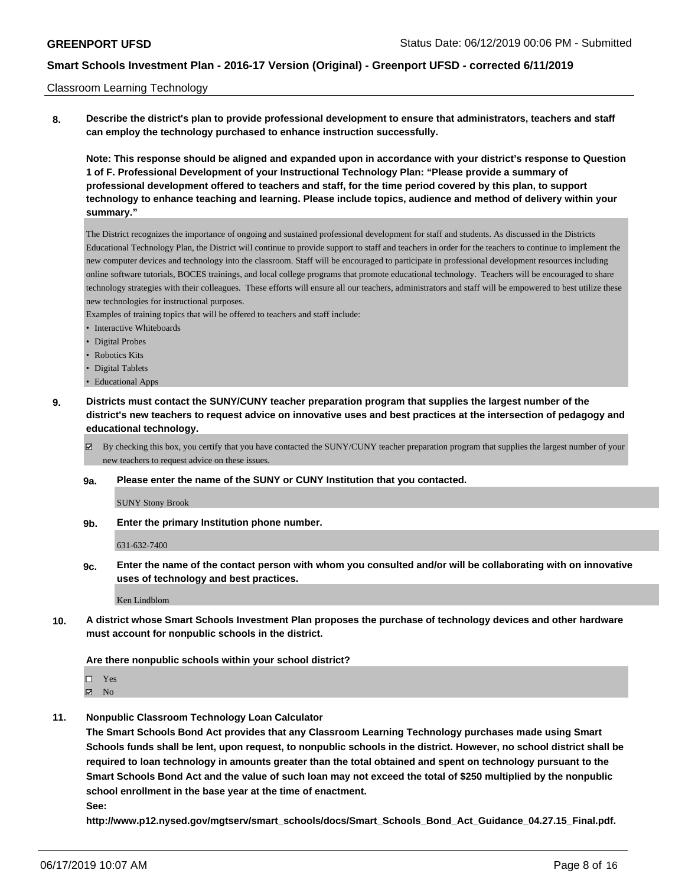Classroom Learning Technology

**8. Describe the district's plan to provide professional development to ensure that administrators, teachers and staff can employ the technology purchased to enhance instruction successfully.**

**Note: This response should be aligned and expanded upon in accordance with your district's response to Question 1 of F. Professional Development of your Instructional Technology Plan: "Please provide a summary of professional development offered to teachers and staff, for the time period covered by this plan, to support technology to enhance teaching and learning. Please include topics, audience and method of delivery within your summary."**

The District recognizes the importance of ongoing and sustained professional development for staff and students. As discussed in the Districts Educational Technology Plan, the District will continue to provide support to staff and teachers in order for the teachers to continue to implement the new computer devices and technology into the classroom. Staff will be encouraged to participate in professional development resources including online software tutorials, BOCES trainings, and local college programs that promote educational technology. Teachers will be encouraged to share technology strategies with their colleagues. These efforts will ensure all our teachers, administrators and staff will be empowered to best utilize these new technologies for instructional purposes.

Examples of training topics that will be offered to teachers and staff include:

- Interactive Whiteboards
- Digital Probes
- Robotics Kits
- Digital Tablets
- Educational Apps

**9. Districts must contact the SUNY/CUNY teacher preparation program that supplies the largest number of the district's new teachers to request advice on innovative uses and best practices at the intersection of pedagogy and educational technology.**

☑ By checking this box, you certify that you have contacted the SUNY/CUNY teacher preparation program that supplies the largest number of your new teachers to request advice on these issues.

**9a. Please enter the name of the SUNY or CUNY Institution that you contacted.**

SUNY Stony Brook

**9b. Enter the primary Institution phone number.**

631-632-7400

**9c. Enter the name of the contact person with whom you consulted and/or will be collaborating with on innovative uses of technology and best practices.**

Ken Lindblom

**10. A district whose Smart Schools Investment Plan proposes the purchase of technology devices and other hardware must account for nonpublic schools in the district.**

**Are there nonpublic schools within your school district?**

☐ Yes
☑ No

**11. Nonpublic Classroom Technology Loan Calculator**

**The Smart Schools Bond Act provides that any Classroom Learning Technology purchases made using Smart Schools funds shall be lent, upon request, to nonpublic schools in the district. However, no school district shall be required to loan technology in amounts greater than the total obtained and spent on technology pursuant to the Smart Schools Bond Act and the value of such loan may not exceed the total of $250 multiplied by the nonpublic school enrollment in the base year at the time of enactment.**

**See:**

**http://www.p12.nysed.gov/mgtserv/smart_schools/docs/Smart_Schools_Bond_Act_Guidance_04.27.15_Final.pdf.**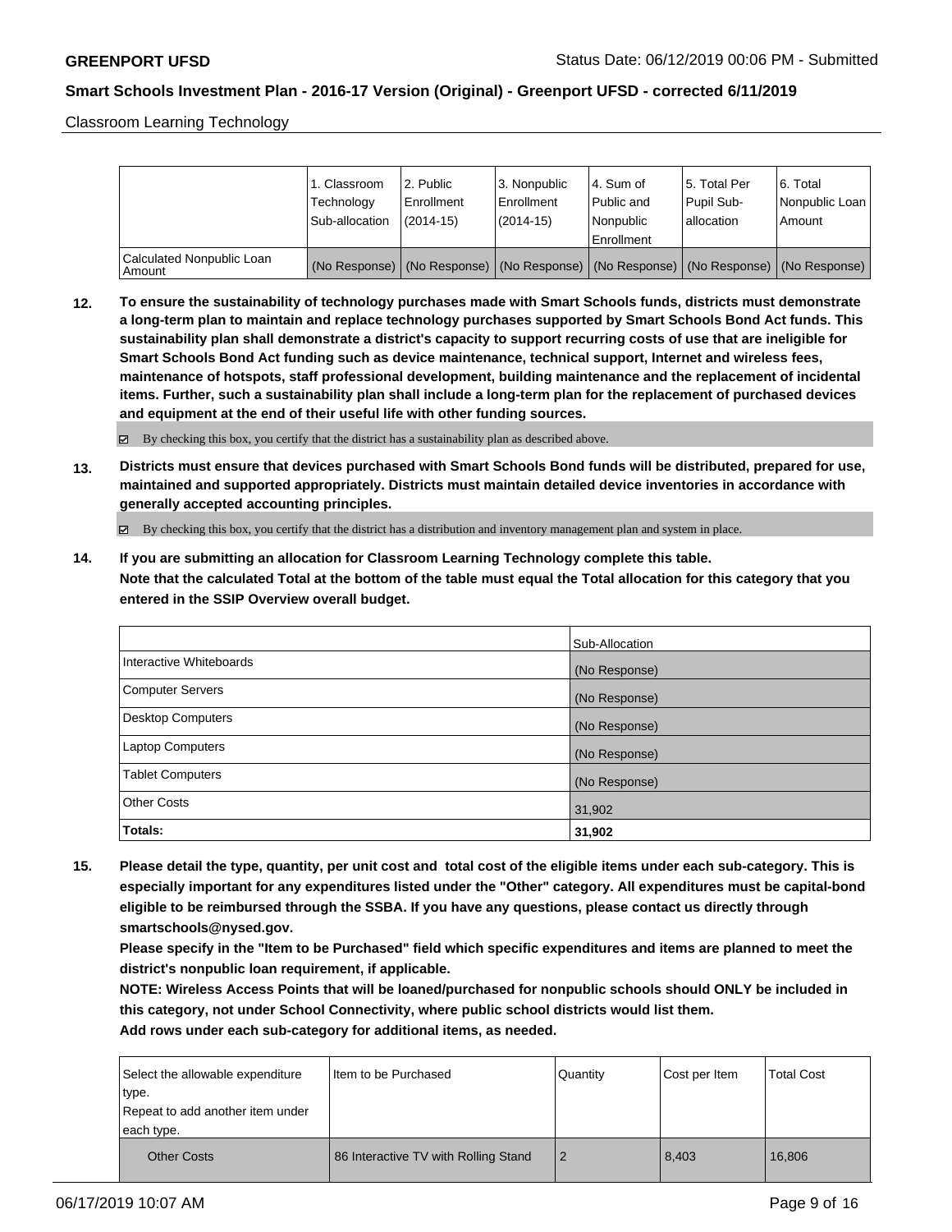Classroom Learning Technology

| | 1. Classroom Technology Sub-allocation | 2. Public Enrollment (2014-15) | 3. Nonpublic Enrollment (2014-15) | 4. Sum of Public and Nonpublic Enrollment | 5. Total Per Pupil Sub-allocation | 6. Total Nonpublic Loan Amount |
|---|---|---|---|---|---|---|
| Calculated Nonpublic Loan Amount | (No Response) | (No Response) | (No Response) | (No Response) | (No Response) | (No Response) |

**12. To ensure the sustainability of technology purchases made with Smart Schools funds, districts must demonstrate a long-term plan to maintain and replace technology purchases supported by Smart Schools Bond Act funds. This sustainability plan shall demonstrate a district's capacity to support recurring costs of use that are ineligible for Smart Schools Bond Act funding such as device maintenance, technical support, Internet and wireless fees, maintenance of hotspots, staff professional development, building maintenance and the replacement of incidental items. Further, such a sustainability plan shall include a long-term plan for the replacement of purchased devices and equipment at the end of their useful life with other funding sources.**

☑ By checking this box, you certify that the district has a sustainability plan as described above.

**13. Districts must ensure that devices purchased with Smart Schools Bond funds will be distributed, prepared for use, maintained and supported appropriately. Districts must maintain detailed device inventories in accordance with generally accepted accounting principles.**

☑ By checking this box, you certify that the district has a distribution and inventory management plan and system in place.

**14. If you are submitting an allocation for Classroom Learning Technology complete this table.**
**Note that the calculated Total at the bottom of the table must equal the Total allocation for this category that you entered in the SSIP Overview overall budget.**

| | Sub-Allocation |
|---|---|
| Interactive Whiteboards | (No Response) |
| Computer Servers | (No Response) |
| Desktop Computers | (No Response) |
| Laptop Computers | (No Response) |
| Tablet Computers | (No Response) |
| Other Costs | 31,902 |
| **Totals:** | **31,902** |

**15. Please detail the type, quantity, per unit cost and total cost of the eligible items under each sub-category. This is especially important for any expenditures listed under the "Other" category. All expenditures must be capital-bond eligible to be reimbursed through the SSBA. If you have any questions, please contact us directly through smartschools@nysed.gov.**
**Please specify in the "Item to be Purchased" field which specific expenditures and items are planned to meet the district's nonpublic loan requirement, if applicable.**
**NOTE: Wireless Access Points that will be loaned/purchased for nonpublic schools should ONLY be included in this category, not under School Connectivity, where public school districts would list them.**
**Add rows under each sub-category for additional items, as needed.**

| Select the allowable expenditure type. Repeat to add another item under each type. | Item to be Purchased | Quantity | Cost per Item | Total Cost |
|---|---|---|---|---|
| Other Costs | 86 Interactive TV with Rolling Stand | 2 | 8,403 | 16,806 |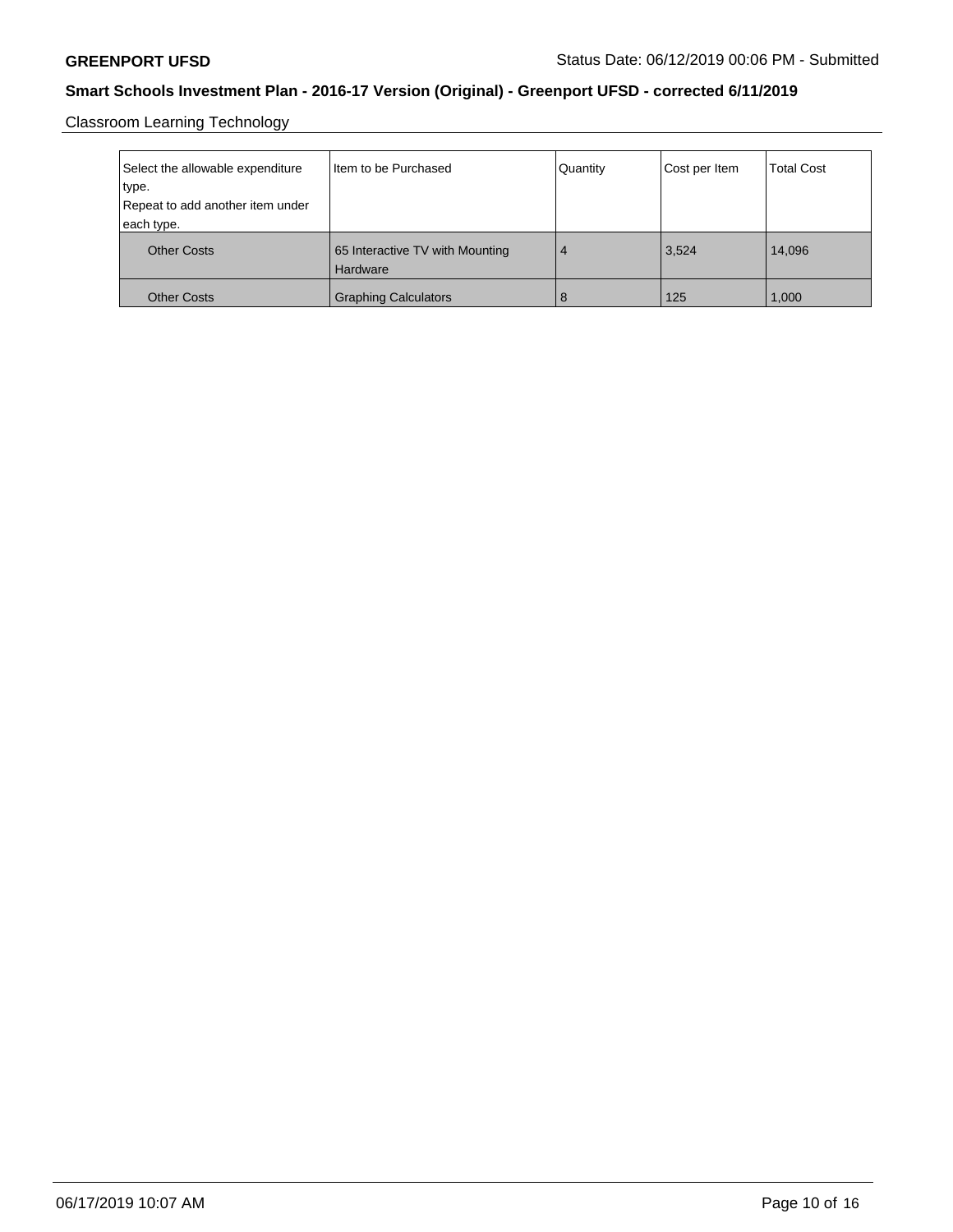Classroom Learning Technology

| Select the allowable expenditure type. Repeat to add another item under each type. | Item to be Purchased | Quantity | Cost per Item | Total Cost |
| --- | --- | --- | --- | --- |
| Other Costs | 65 Interactive TV with Mounting Hardware | 4 | 3,524 | 14,096 |
| Other Costs | Graphing Calculators | 8 | 125 | 1,000 |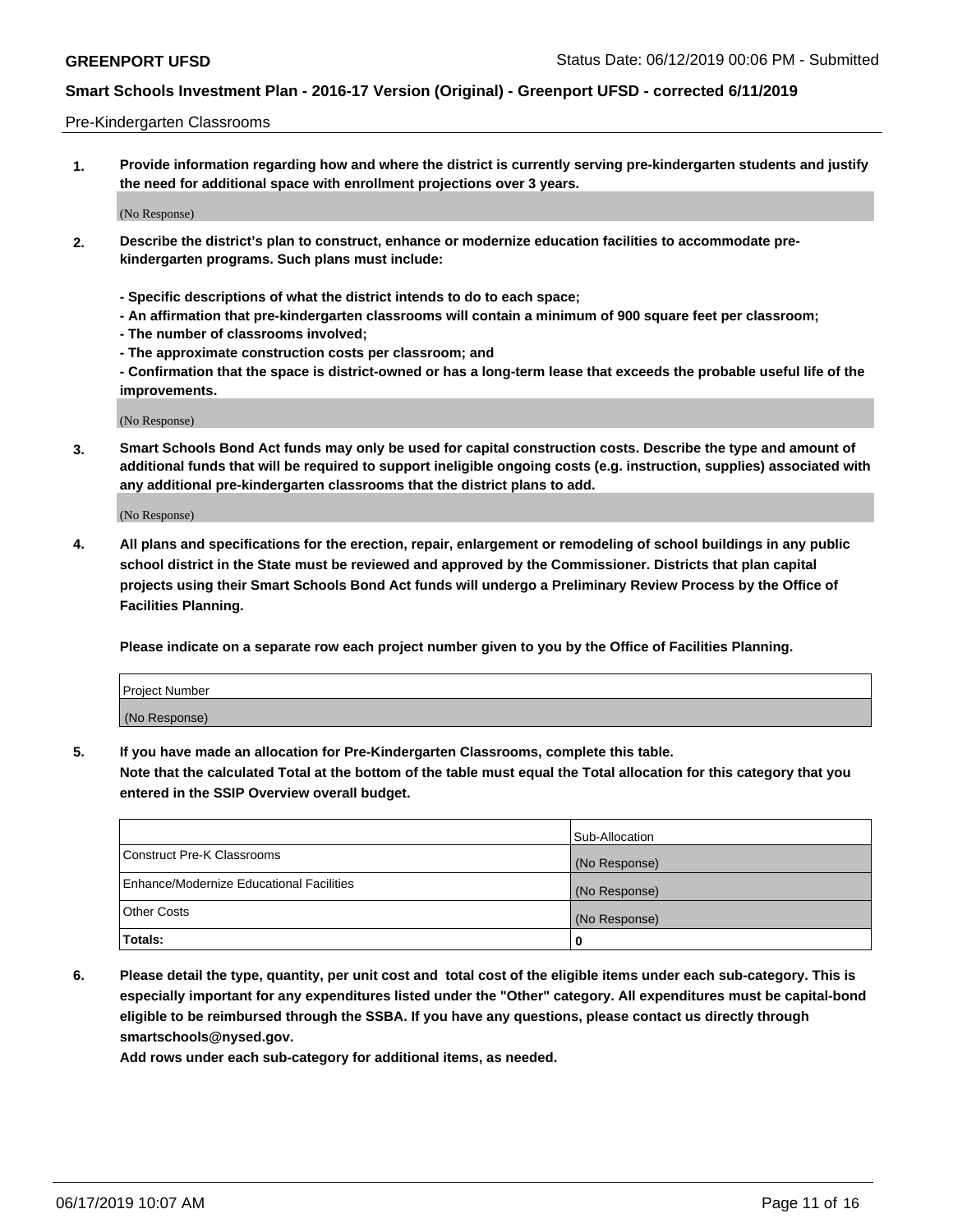Pre-Kindergarten Classrooms

**1. Provide information regarding how and where the district is currently serving pre-kindergarten students and justify the need for additional space with enrollment projections over 3 years.**

(No Response)

**2. Describe the district's plan to construct, enhance or modernize education facilities to accommodate pre-kindergarten programs. Such plans must include:**

**- Specific descriptions of what the district intends to do to each space;**
**- An affirmation that pre-kindergarten classrooms will contain a minimum of 900 square feet per classroom;**
**- The number of classrooms involved;**
**- The approximate construction costs per classroom; and**
**- Confirmation that the space is district-owned or has a long-term lease that exceeds the probable useful life of the improvements.**

(No Response)

**3. Smart Schools Bond Act funds may only be used for capital construction costs. Describe the type and amount of additional funds that will be required to support ineligible ongoing costs (e.g. instruction, supplies) associated with any additional pre-kindergarten classrooms that the district plans to add.**

(No Response)

**4. All plans and specifications for the erection, repair, enlargement or remodeling of school buildings in any public school district in the State must be reviewed and approved by the Commissioner. Districts that plan capital projects using their Smart Schools Bond Act funds will undergo a Preliminary Review Process by the Office of Facilities Planning.**

**Please indicate on a separate row each project number given to you by the Office of Facilities Planning.**

| Project Number |
|---|
| (No Response) |

**5. If you have made an allocation for Pre-Kindergarten Classrooms, complete this table.**
**Note that the calculated Total at the bottom of the table must equal the Total allocation for this category that you entered in the SSIP Overview overall budget.**

| | Sub-Allocation |
|---|---|
| Construct Pre-K Classrooms | (No Response) |
| Enhance/Modernize Educational Facilities | (No Response) |
| Other Costs | (No Response) |
| **Totals:** | **0** |

**6. Please detail the type, quantity, per unit cost and total cost of the eligible items under each sub-category. This is especially important for any expenditures listed under the "Other" category. All expenditures must be capital-bond eligible to be reimbursed through the SSBA. If you have any questions, please contact us directly through smartschools@nysed.gov.**
**Add rows under each sub-category for additional items, as needed.**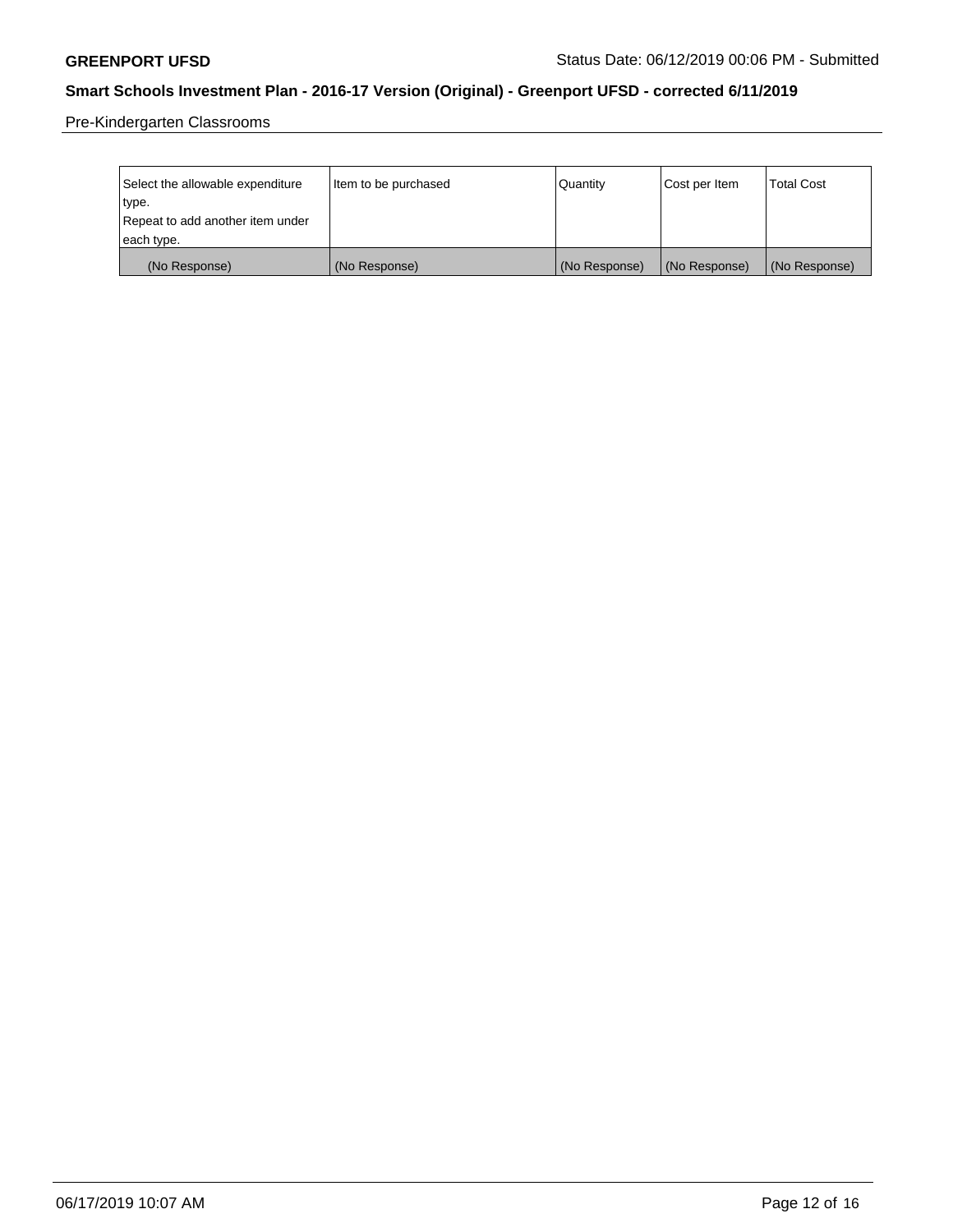Pre-Kindergarten Classrooms

| Select the allowable expenditure type. Repeat to add another item under each type. | Item to be purchased | Quantity | Cost per Item | Total Cost |
|---|---|---|---|---|
| (No Response) | (No Response) | (No Response) | (No Response) | (No Response) |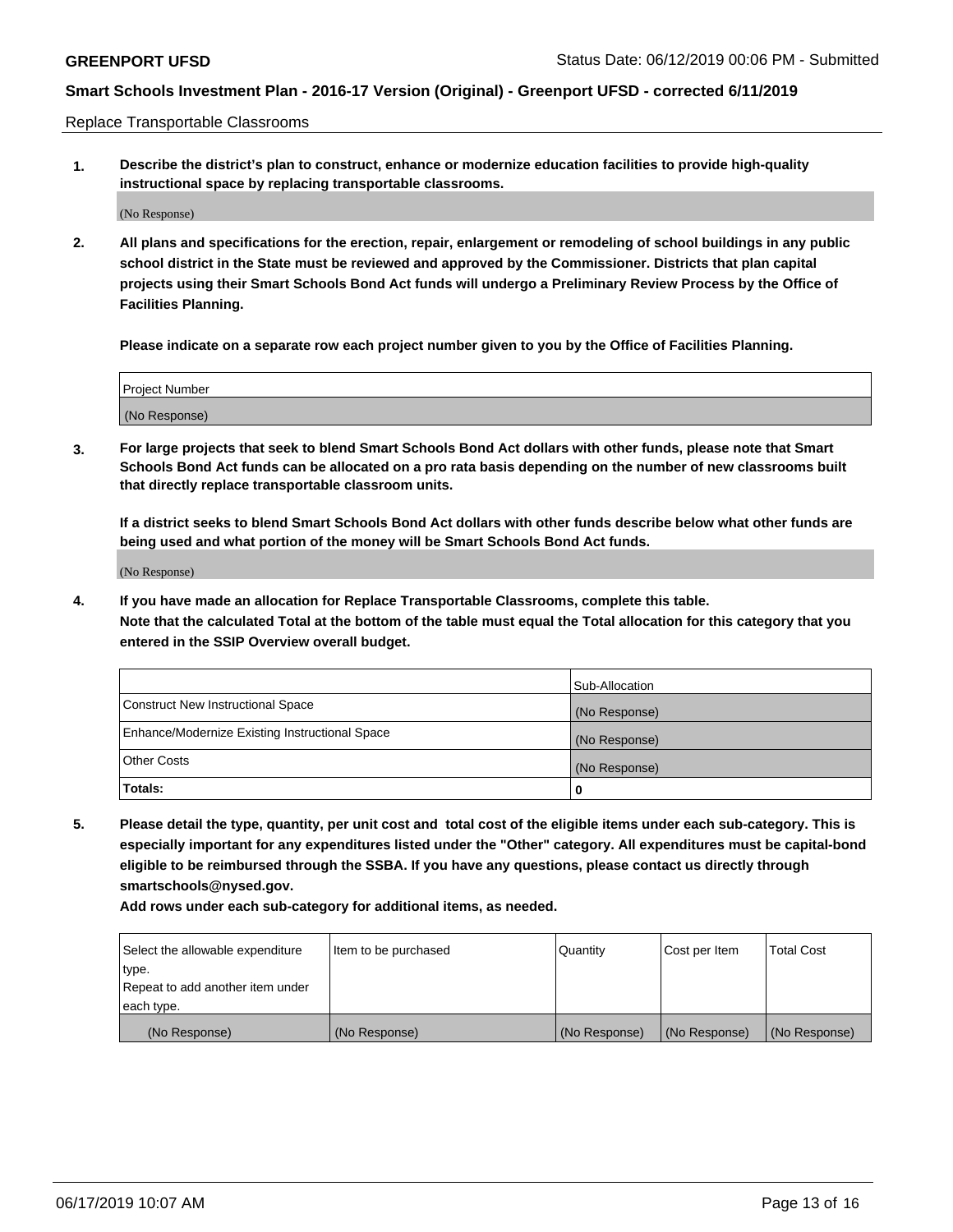Replace Transportable Classrooms

1. **Describe the district's plan to construct, enhance or modernize education facilities to provide high-quality instructional space by replacing transportable classrooms.**

(No Response)

2. **All plans and specifications for the erection, repair, enlargement or remodeling of school buildings in any public school district in the State must be reviewed and approved by the Commissioner. Districts that plan capital projects using their Smart Schools Bond Act funds will undergo a Preliminary Review Process by the Office of Facilities Planning.**

   **Please indicate on a separate row each project number given to you by the Office of Facilities Planning.**

| Project Number |
|---|
| (No Response) |

3. **For large projects that seek to blend Smart Schools Bond Act dollars with other funds, please note that Smart Schools Bond Act funds can be allocated on a pro rata basis depending on the number of new classrooms built that directly replace transportable classroom units.**

   **If a district seeks to blend Smart Schools Bond Act dollars with other funds describe below what other funds are being used and what portion of the money will be Smart Schools Bond Act funds.**

(No Response)

4. **If you have made an allocation for Replace Transportable Classrooms, complete this table. Note that the calculated Total at the bottom of the table must equal the Total allocation for this category that you entered in the SSIP Overview overall budget.**

| | Sub-Allocation |
|---|---|
| Construct New Instructional Space | (No Response) |
| Enhance/Modernize Existing Instructional Space | (No Response) |
| Other Costs | (No Response) |
| **Totals:** | **0** |

5. **Please detail the type, quantity, per unit cost and total cost of the eligible items under each sub-category. This is especially important for any expenditures listed under the "Other" category. All expenditures must be capital-bond eligible to be reimbursed through the SSBA. If you have any questions, please contact us directly through smartschools@nysed.gov.**

   **Add rows under each sub-category for additional items, as needed.**

| Select the allowable expenditure type. Repeat to add another item under each type. | Item to be purchased | Quantity | Cost per Item | Total Cost |
|---|---|---|---|---|
| (No Response) | (No Response) | (No Response) | (No Response) | (No Response) |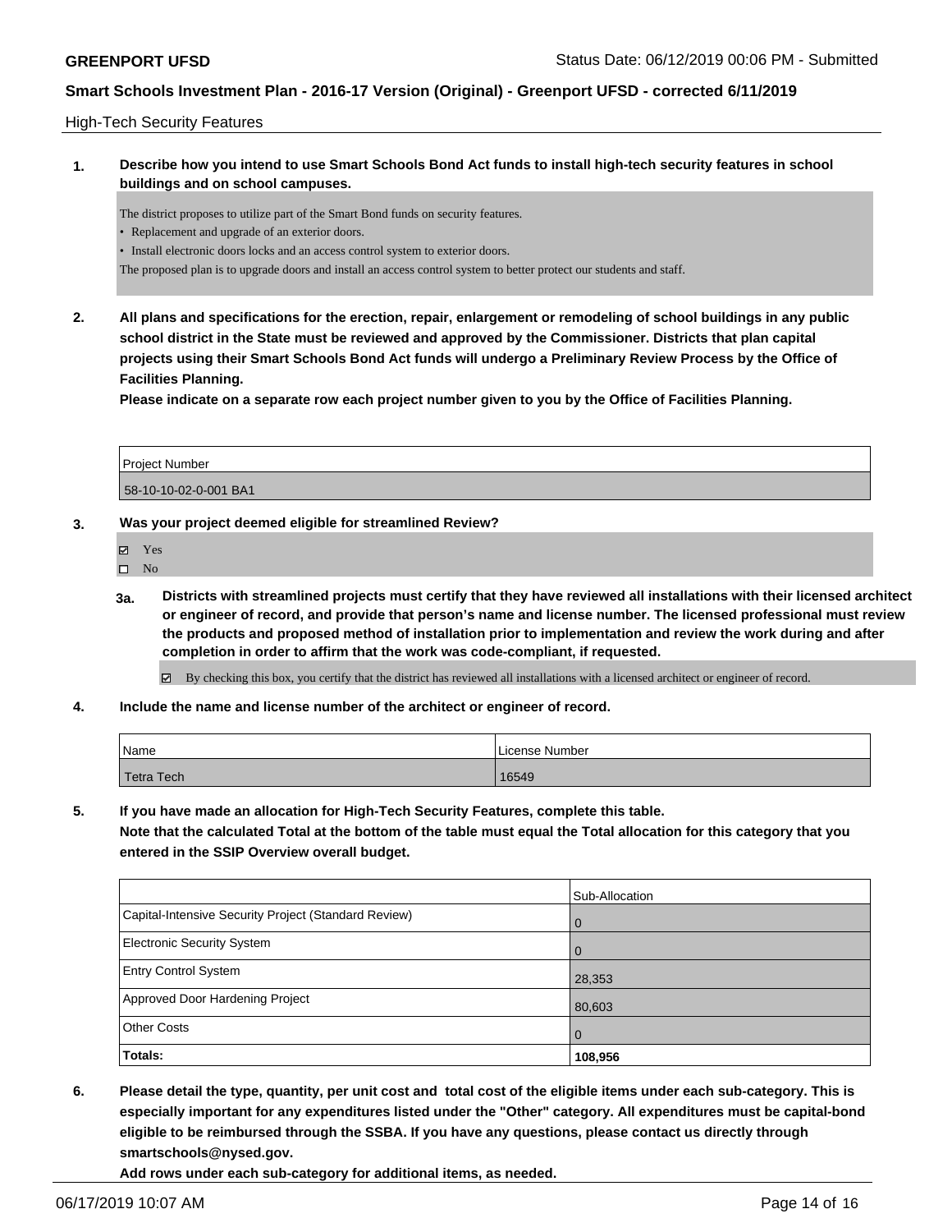## High-Tech Security Features

**1. Describe how you intend to use Smart Schools Bond Act funds to install high-tech security features in school buildings and on school campuses.**

The district proposes to utilize part of the Smart Bond funds on security features.

- Replacement and upgrade of an exterior doors.
- Install electronic doors locks and an access control system to exterior doors.

The proposed plan is to upgrade doors and install an access control system to better protect our students and staff.

**2. All plans and specifications for the erection, repair, enlargement or remodeling of school buildings in any public school district in the State must be reviewed and approved by the Commissioner. Districts that plan capital projects using their Smart Schools Bond Act funds will undergo a Preliminary Review Process by the Office of Facilities Planning.**

**Please indicate on a separate row each project number given to you by the Office of Facilities Planning.**

| Project Number |
|---|
| 58-10-10-02-0-001 BA1 |

**3. Was your project deemed eligible for streamlined Review?**

- [x] Yes
- [ ] No

**3a. Districts with streamlined projects must certify that they have reviewed all installations with their licensed architect or engineer of record, and provide that person's name and license number. The licensed professional must review the products and proposed method of installation prior to implementation and review the work during and after completion in order to affirm that the work was code-compliant, if requested.**

- [x] By checking this box, you certify that the district has reviewed all installations with a licensed architect or engineer of record.

**4. Include the name and license number of the architect or engineer of record.**

| Name | License Number |
|---|---|
| Tetra Tech | 16549 |

**5. If you have made an allocation for High-Tech Security Features, complete this table.**
**Note that the calculated Total at the bottom of the table must equal the Total allocation for this category that you entered in the SSIP Overview overall budget.**

| | Sub-Allocation |
|---|---|
| Capital-Intensive Security Project (Standard Review) | 0 |
| Electronic Security System | 0 |
| Entry Control System | 28,353 |
| Approved Door Hardening Project | 80,603 |
| Other Costs | 0 |
| **Totals:** | **108,956** |

**6. Please detail the type, quantity, per unit cost and total cost of the eligible items under each sub-category. This is especially important for any expenditures listed under the "Other" category. All expenditures must be capital-bond eligible to be reimbursed through the SSBA. If you have any questions, please contact us directly through smartschools@nysed.gov.**

**Add rows under each sub-category for additional items, as needed.**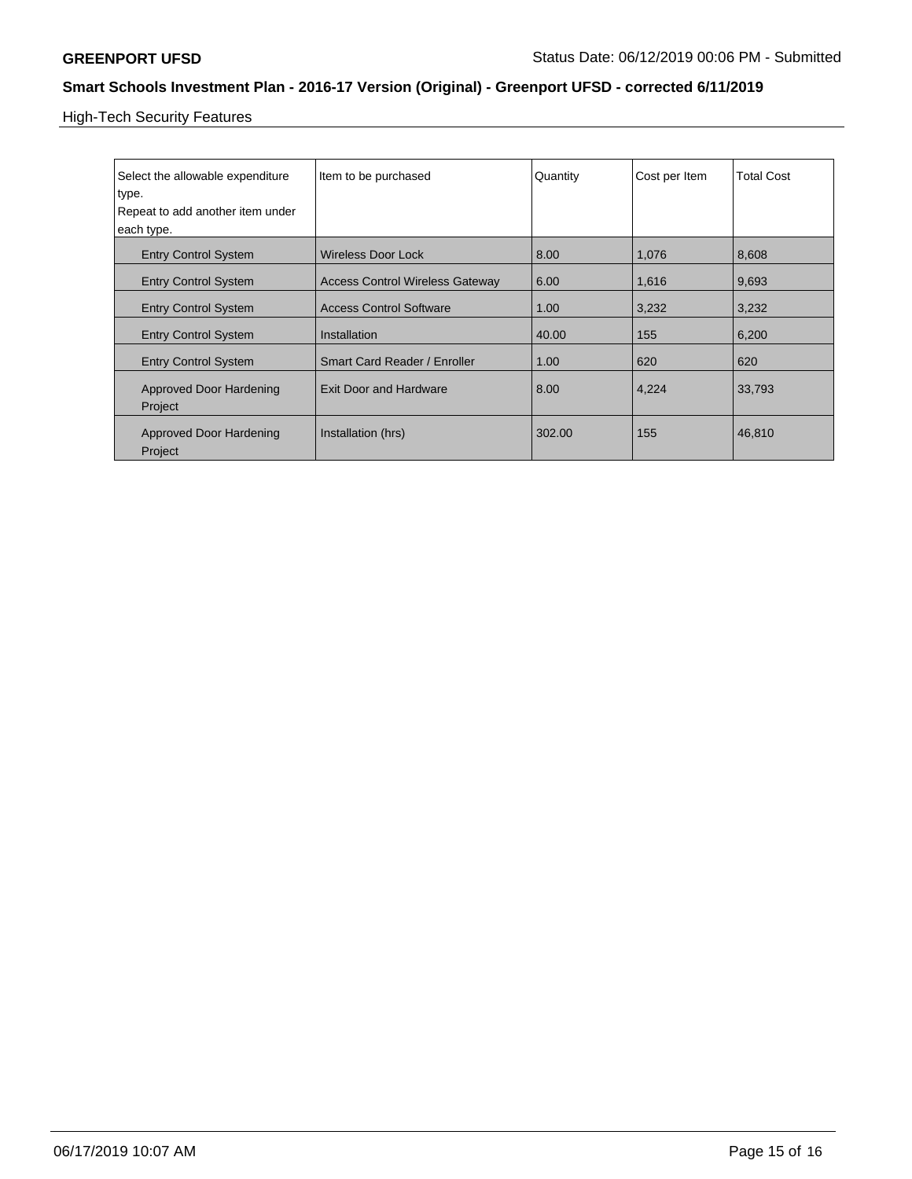High-Tech Security Features

| Select the allowable expenditure type. Repeat to add another item under each type. | Item to be purchased | Quantity | Cost per Item | Total Cost |
|---|---|---|---|---|
| Entry Control System | Wireless Door Lock | 8.00 | 1,076 | 8,608 |
| Entry Control System | Access Control Wireless Gateway | 6.00 | 1,616 | 9,693 |
| Entry Control System | Access Control Software | 1.00 | 3,232 | 3,232 |
| Entry Control System | Installation | 40.00 | 155 | 6,200 |
| Entry Control System | Smart Card Reader / Enroller | 1.00 | 620 | 620 |
| Approved Door Hardening Project | Exit Door and Hardware | 8.00 | 4,224 | 33,793 |
| Approved Door Hardening Project | Installation (hrs) | 302.00 | 155 | 46,810 |